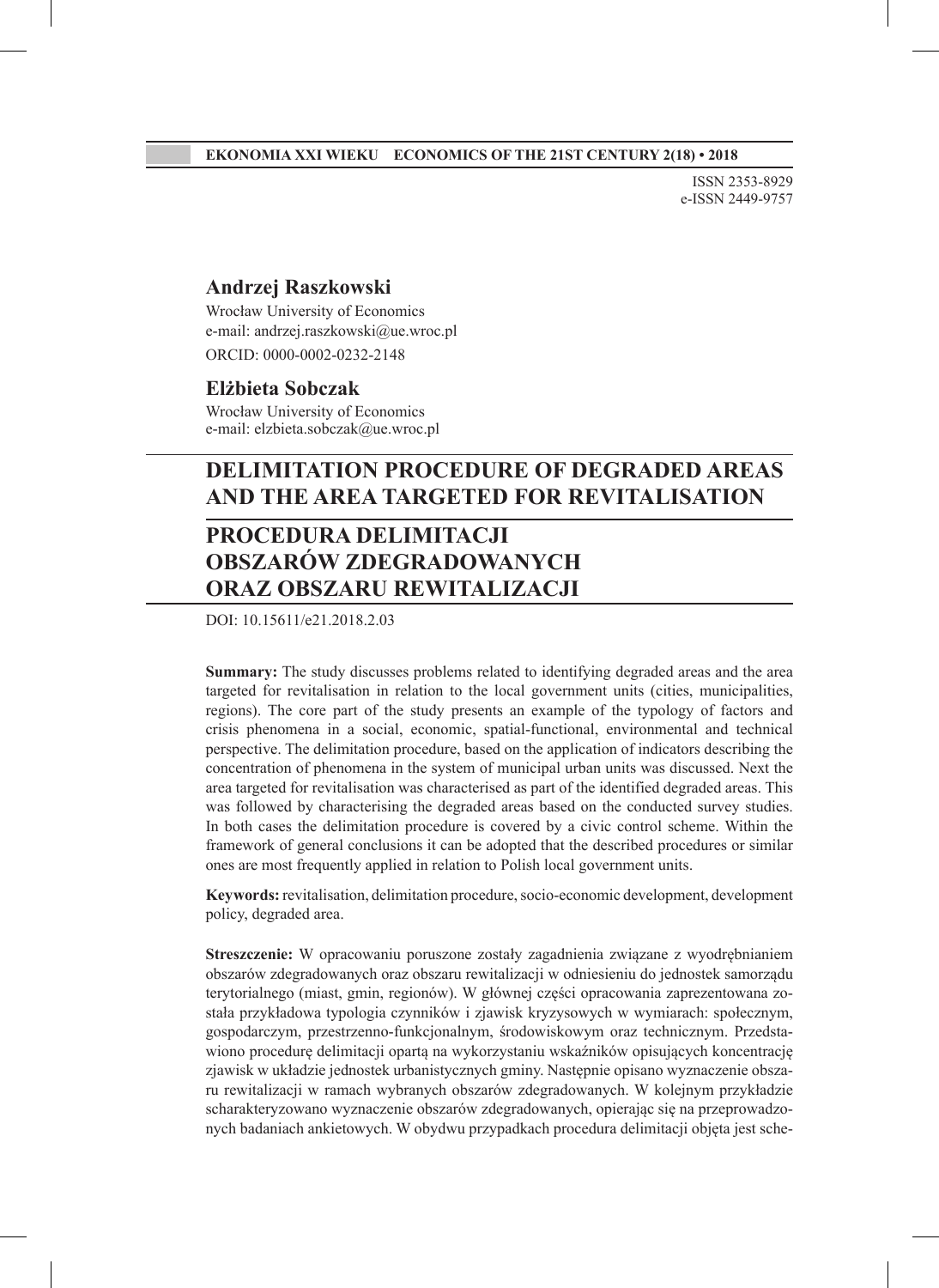ISSN 2353-8929
e-ISSN 2449-9757

**Andrzej Raszkowski**

Wrocław University of Economics
e-mail: andrzej.raszkowski@ue.wroc.pl
ORCID: 0000-0002-0232-2148

**Elżbieta Sobczak**

Wrocław University of Economics
e-mail: elzbieta.sobczak@ue.wroc.pl

# DELIMITATION PROCEDURE OF DEGRADED AREAS AND THE AREA TARGETED FOR REVITALISATION

# PROCEDURA DELIMITACJI OBSZARÓW ZDEGRADOWANYCH ORAZ OBSZARU REWITALIZACJI

DOI: 10.15611/e21.2018.2.03

**Summary:** The study discusses problems related to identifying degraded areas and the area targeted for revitalisation in relation to the local government units (cities, municipalities, regions). The core part of the study presents an example of the typology of factors and crisis phenomena in a social, economic, spatial-functional, environmental and technical perspective. The delimitation procedure, based on the application of indicators describing the concentration of phenomena in the system of municipal urban units was discussed. Next the area targeted for revitalisation was characterised as part of the identified degraded areas. This was followed by characterising the degraded areas based on the conducted survey studies. In both cases the delimitation procedure is covered by a civic control scheme. Within the framework of general conclusions it can be adopted that the described procedures or similar ones are most frequently applied in relation to Polish local government units.

**Keywords:** revitalisation, delimitation procedure, socio-economic development, development policy, degraded area.

**Streszczenie:** W opracowaniu poruszone zostały zagadnienia związane z wyodrębnianiem obszarów zdegradowanych oraz obszaru rewitalizacji w odniesieniu do jednostek samorządu terytorialnego (miast, gmin, regionów). W głównej części opracowania zaprezentowana została przykładowa typologia czynników i zjawisk kryzysowych w wymiarach: społecznym, gospodarczym, przestrzenno-funkcjonalnym, środowiskowym oraz technicznym. Przedstawiono procedurę delimitacji opartą na wykorzystaniu wskaźników opisujących koncentrację zjawisk w układzie jednostek urbanistycznych gminy. Następnie opisano wyznaczenie obszaru rewitalizacji w ramach wybranych obszarów zdegradowanych. W kolejnym przykładzie scharakteryzowano wyznaczenie obszarów zdegradowanych, opierając się na przeprowadzonych badaniach ankietowych. W obydwu przypadkach procedura delimitacji objęta jest sche-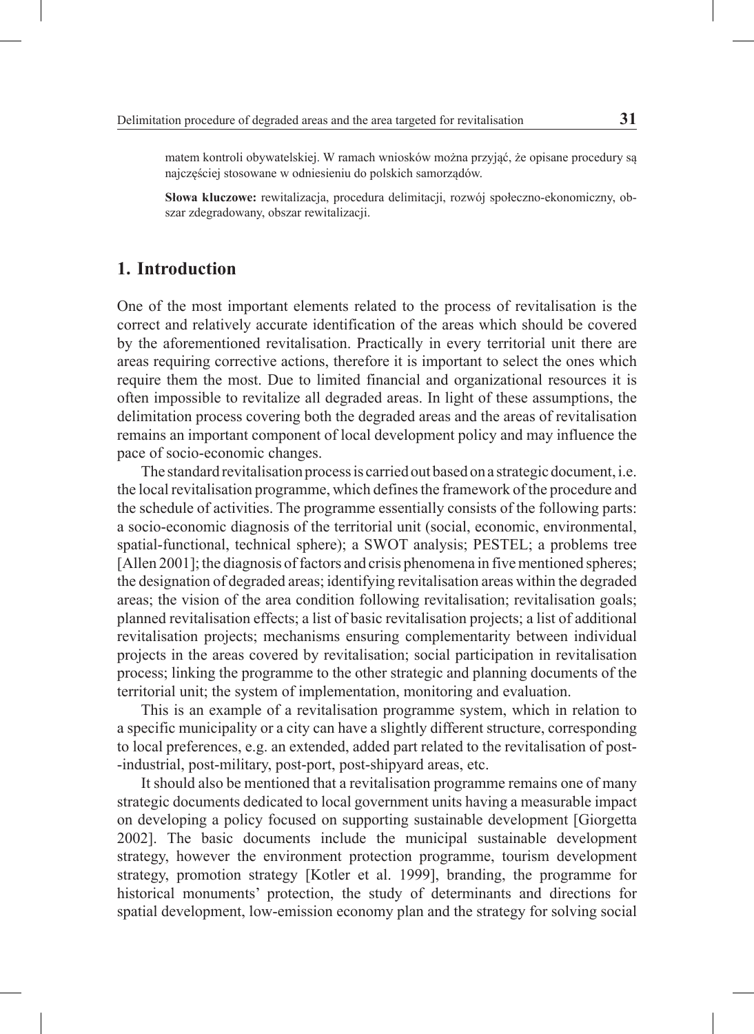matem kontroli obywatelskiej. W ramach wniosków można przyjąć, że opisane procedury są najczęściej stosowane w odniesieniu do polskich samorządów.

**Słowa kluczowe:** rewitalizacja, procedura delimitacji, rozwój społeczno-ekonomiczny, obszar zdegradowany, obszar rewitalizacji.

## 1. Introduction

One of the most important elements related to the process of revitalisation is the correct and relatively accurate identification of the areas which should be covered by the aforementioned revitalisation. Practically in every territorial unit there are areas requiring corrective actions, therefore it is important to select the ones which require them the most. Due to limited financial and organizational resources it is often impossible to revitalize all degraded areas. In light of these assumptions, the delimitation process covering both the degraded areas and the areas of revitalisation remains an important component of local development policy and may influence the pace of socio-economic changes.

The standard revitalisation process is carried out based on a strategic document, i.e. the local revitalisation programme, which defines the framework of the procedure and the schedule of activities. The programme essentially consists of the following parts: a socio-economic diagnosis of the territorial unit (social, economic, environmental, spatial-functional, technical sphere); a SWOT analysis; PESTEL; a problems tree [Allen 2001]; the diagnosis of factors and crisis phenomena in five mentioned spheres; the designation of degraded areas; identifying revitalisation areas within the degraded areas; the vision of the area condition following revitalisation; revitalisation goals; planned revitalisation effects; a list of basic revitalisation projects; a list of additional revitalisation projects; mechanisms ensuring complementarity between individual projects in the areas covered by revitalisation; social participation in revitalisation process; linking the programme to the other strategic and planning documents of the territorial unit; the system of implementation, monitoring and evaluation.

This is an example of a revitalisation programme system, which in relation to a specific municipality or a city can have a slightly different structure, corresponding to local preferences, e.g. an extended, added part related to the revitalisation of post-industrial, post-military, post-port, post-shipyard areas, etc.

It should also be mentioned that a revitalisation programme remains one of many strategic documents dedicated to local government units having a measurable impact on developing a policy focused on supporting sustainable development [Giorgetta 2002]. The basic documents include the municipal sustainable development strategy, however the environment protection programme, tourism development strategy, promotion strategy [Kotler et al. 1999], branding, the programme for historical monuments' protection, the study of determinants and directions for spatial development, low-emission economy plan and the strategy for solving social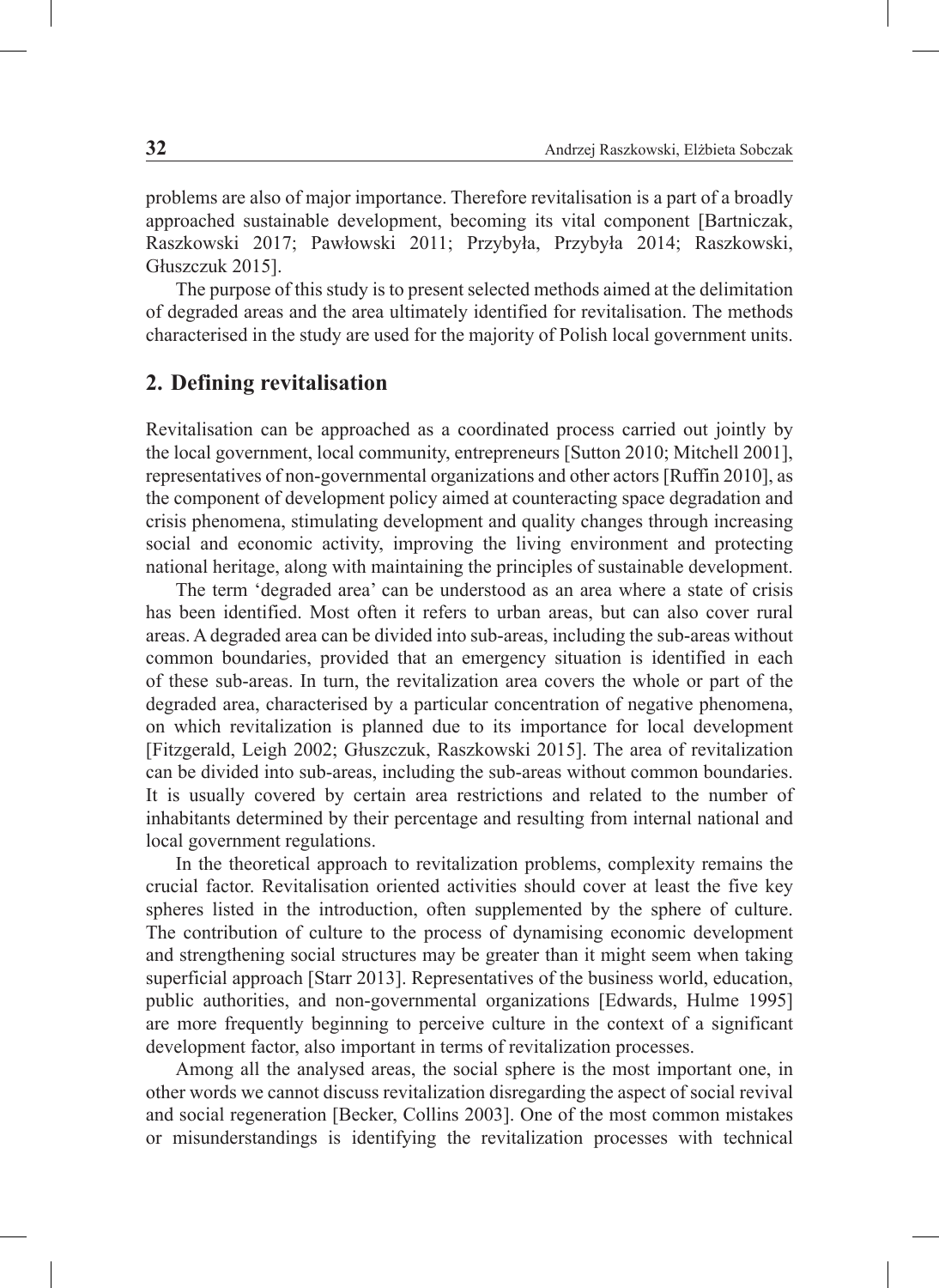problems are also of major importance. Therefore revitalisation is a part of a broadly approached sustainable development, becoming its vital component [Bartniczak, Raszkowski 2017; Pawłowski 2011; Przybyła, Przybyła 2014; Raszkowski, Głuszczuk 2015].

The purpose of this study is to present selected methods aimed at the delimitation of degraded areas and the area ultimately identified for revitalisation. The methods characterised in the study are used for the majority of Polish local government units.

## 2. Defining revitalisation

Revitalisation can be approached as a coordinated process carried out jointly by the local government, local community, entrepreneurs [Sutton 2010; Mitchell 2001], representatives of non-governmental organizations and other actors [Ruffin 2010], as the component of development policy aimed at counteracting space degradation and crisis phenomena, stimulating development and quality changes through increasing social and economic activity, improving the living environment and protecting national heritage, along with maintaining the principles of sustainable development.

The term 'degraded area' can be understood as an area where a state of crisis has been identified. Most often it refers to urban areas, but can also cover rural areas. A degraded area can be divided into sub-areas, including the sub-areas without common boundaries, provided that an emergency situation is identified in each of these sub-areas. In turn, the revitalization area covers the whole or part of the degraded area, characterised by a particular concentration of negative phenomena, on which revitalization is planned due to its importance for local development [Fitzgerald, Leigh 2002; Głuszczuk, Raszkowski 2015]. The area of revitalization can be divided into sub-areas, including the sub-areas without common boundaries. It is usually covered by certain area restrictions and related to the number of inhabitants determined by their percentage and resulting from internal national and local government regulations.

In the theoretical approach to revitalization problems, complexity remains the crucial factor. Revitalisation oriented activities should cover at least the five key spheres listed in the introduction, often supplemented by the sphere of culture. The contribution of culture to the process of dynamising economic development and strengthening social structures may be greater than it might seem when taking superficial approach [Starr 2013]. Representatives of the business world, education, public authorities, and non-governmental organizations [Edwards, Hulme 1995] are more frequently beginning to perceive culture in the context of a significant development factor, also important in terms of revitalization processes.

Among all the analysed areas, the social sphere is the most important one, in other words we cannot discuss revitalization disregarding the aspect of social revival and social regeneration [Becker, Collins 2003]. One of the most common mistakes or misunderstandings is identifying the revitalization processes with technical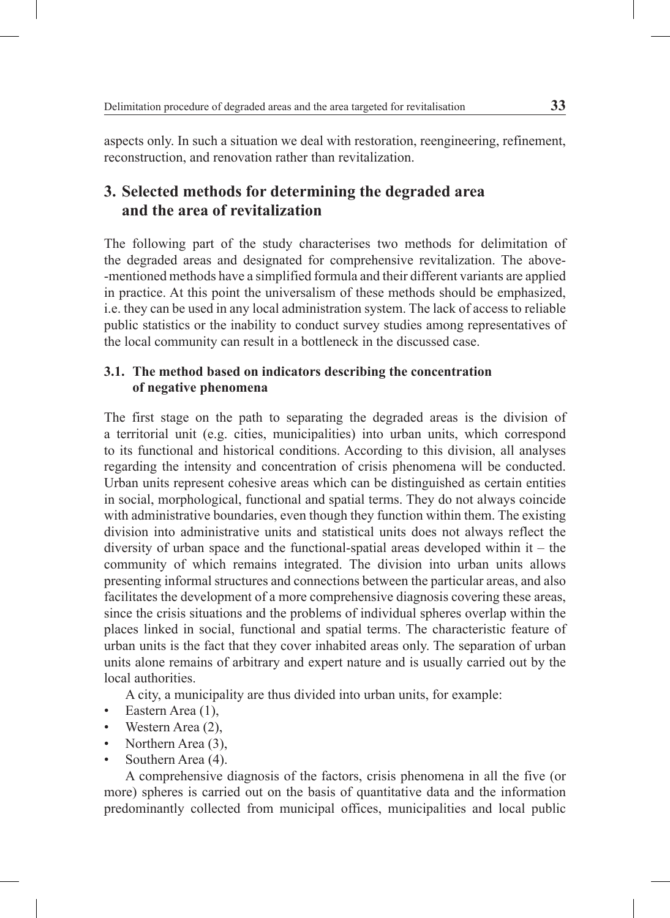aspects only. In such a situation we deal with restoration, reengineering, refinement, reconstruction, and renovation rather than revitalization.

## 3. Selected methods for determining the degraded area and the area of revitalization

The following part of the study characterises two methods for delimitation of the degraded areas and designated for comprehensive revitalization. The above-mentioned methods have a simplified formula and their different variants are applied in practice. At this point the universalism of these methods should be emphasized, i.e. they can be used in any local administration system. The lack of access to reliable public statistics or the inability to conduct survey studies among representatives of the local community can result in a bottleneck in the discussed case.

### 3.1. The method based on indicators describing the concentration of negative phenomena

The first stage on the path to separating the degraded areas is the division of a territorial unit (e.g. cities, municipalities) into urban units, which correspond to its functional and historical conditions. According to this division, all analyses regarding the intensity and concentration of crisis phenomena will be conducted. Urban units represent cohesive areas which can be distinguished as certain entities in social, morphological, functional and spatial terms. They do not always coincide with administrative boundaries, even though they function within them. The existing division into administrative units and statistical units does not always reflect the diversity of urban space and the functional-spatial areas developed within it – the community of which remains integrated. The division into urban units allows presenting informal structures and connections between the particular areas, and also facilitates the development of a more comprehensive diagnosis covering these areas, since the crisis situations and the problems of individual spheres overlap within the places linked in social, functional and spatial terms. The characteristic feature of urban units is the fact that they cover inhabited areas only. The separation of urban units alone remains of arbitrary and expert nature and is usually carried out by the local authorities.

A city, a municipality are thus divided into urban units, for example:

- Eastern Area (1),
- Western Area (2),
- Northern Area (3),
- Southern Area (4).

A comprehensive diagnosis of the factors, crisis phenomena in all the five (or more) spheres is carried out on the basis of quantitative data and the information predominantly collected from municipal offices, municipalities and local public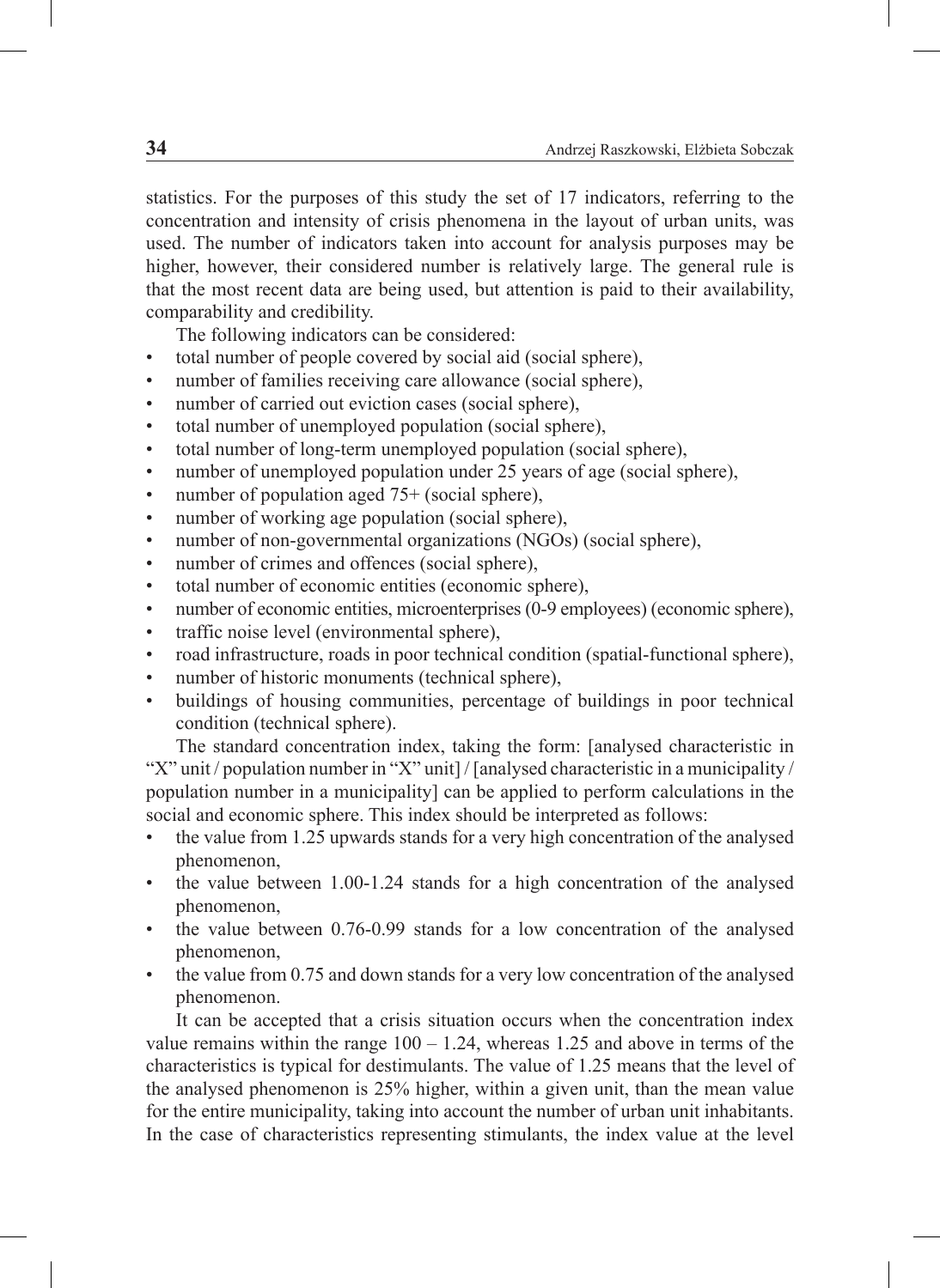statistics. For the purposes of this study the set of 17 indicators, referring to the concentration and intensity of crisis phenomena in the layout of urban units, was used. The number of indicators taken into account for analysis purposes may be higher, however, their considered number is relatively large. The general rule is that the most recent data are being used, but attention is paid to their availability, comparability and credibility.

The following indicators can be considered:

- total number of people covered by social aid (social sphere),
- number of families receiving care allowance (social sphere),
- number of carried out eviction cases (social sphere),
- total number of unemployed population (social sphere),
- total number of long-term unemployed population (social sphere),
- number of unemployed population under 25 years of age (social sphere),
- number of population aged 75+ (social sphere),
- number of working age population (social sphere),
- number of non-governmental organizations (NGOs) (social sphere),
- number of crimes and offences (social sphere),
- total number of economic entities (economic sphere),
- number of economic entities, microenterprises (0-9 employees) (economic sphere),
- traffic noise level (environmental sphere),
- road infrastructure, roads in poor technical condition (spatial-functional sphere),
- number of historic monuments (technical sphere),
- buildings of housing communities, percentage of buildings in poor technical condition (technical sphere).

The standard concentration index, taking the form: [analysed characteristic in "X" unit / population number in "X" unit] / [analysed characteristic in a municipality / population number in a municipality] can be applied to perform calculations in the social and economic sphere. This index should be interpreted as follows:

- the value from 1.25 upwards stands for a very high concentration of the analysed phenomenon,
- the value between 1.00-1.24 stands for a high concentration of the analysed phenomenon,
- the value between 0.76-0.99 stands for a low concentration of the analysed phenomenon,
- the value from 0.75 and down stands for a very low concentration of the analysed phenomenon.

It can be accepted that a crisis situation occurs when the concentration index value remains within the range 100 – 1.24, whereas 1.25 and above in terms of the characteristics is typical for destimulants. The value of 1.25 means that the level of the analysed phenomenon is 25% higher, within a given unit, than the mean value for the entire municipality, taking into account the number of urban unit inhabitants. In the case of characteristics representing stimulants, the index value at the level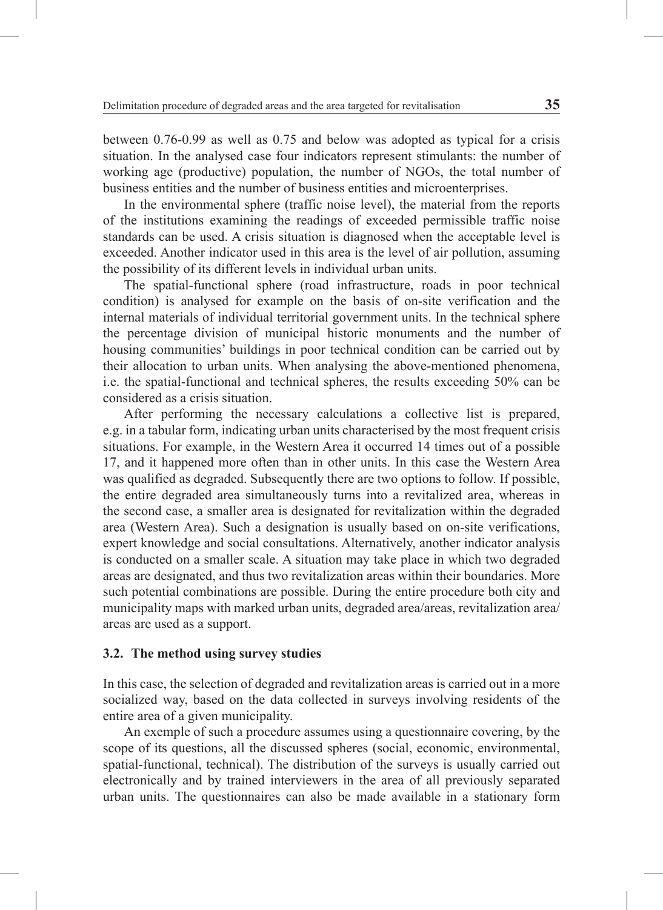between 0.76-0.99 as well as 0.75 and below was adopted as typical for a crisis situation. In the analysed case four indicators represent stimulants: the number of working age (productive) population, the number of NGOs, the total number of business entities and the number of business entities and microenterprises.

In the environmental sphere (traffic noise level), the material from the reports of the institutions examining the readings of exceeded permissible traffic noise standards can be used. A crisis situation is diagnosed when the acceptable level is exceeded. Another indicator used in this area is the level of air pollution, assuming the possibility of its different levels in individual urban units.

The spatial-functional sphere (road infrastructure, roads in poor technical condition) is analysed for example on the basis of on-site verification and the internal materials of individual territorial government units. In the technical sphere the percentage division of municipal historic monuments and the number of housing communities' buildings in poor technical condition can be carried out by their allocation to urban units. When analysing the above-mentioned phenomena, i.e. the spatial-functional and technical spheres, the results exceeding 50% can be considered as a crisis situation.

After performing the necessary calculations a collective list is prepared, e.g. in a tabular form, indicating urban units characterised by the most frequent crisis situations. For example, in the Western Area it occurred 14 times out of a possible 17, and it happened more often than in other units. In this case the Western Area was qualified as degraded. Subsequently there are two options to follow. If possible, the entire degraded area simultaneously turns into a revitalized area, whereas in the second case, a smaller area is designated for revitalization within the degraded area (Western Area). Such a designation is usually based on on-site verifications, expert knowledge and social consultations. Alternatively, another indicator analysis is conducted on a smaller scale. A situation may take place in which two degraded areas are designated, and thus two revitalization areas within their boundaries. More such potential combinations are possible. During the entire procedure both city and municipality maps with marked urban units, degraded area/areas, revitalization area/areas are used as a support.

### 3.2. The method using survey studies

In this case, the selection of degraded and revitalization areas is carried out in a more socialized way, based on the data collected in surveys involving residents of the entire area of a given municipality.

An exemple of such a procedure assumes using a questionnaire covering, by the scope of its questions, all the discussed spheres (social, economic, environmental, spatial-functional, technical). The distribution of the surveys is usually carried out electronically and by trained interviewers in the area of all previously separated urban units. The questionnaires can also be made available in a stationary form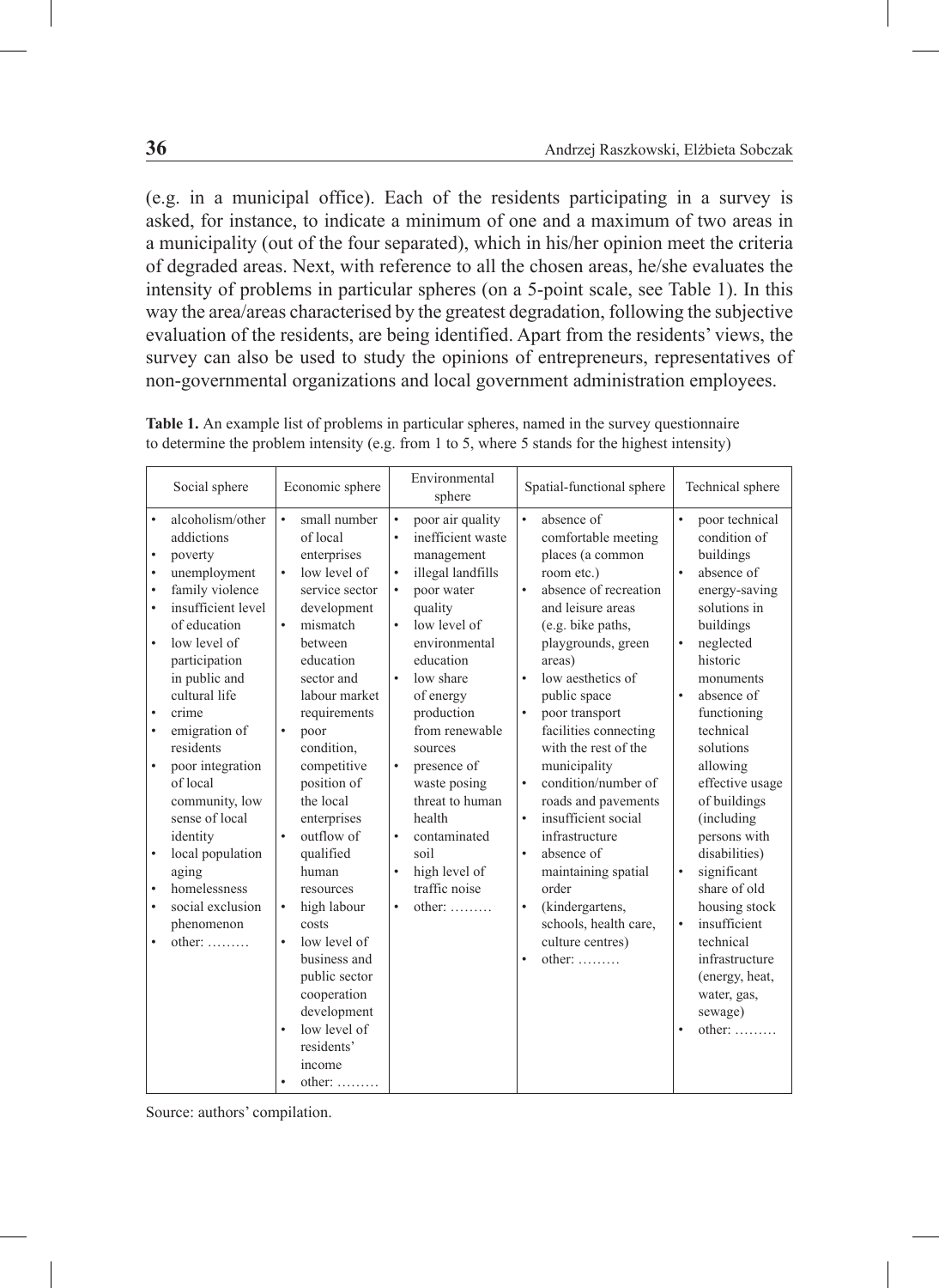(e.g. in a municipal office). Each of the residents participating in a survey is asked, for instance, to indicate a minimum of one and a maximum of two areas in a municipality (out of the four separated), which in his/her opinion meet the criteria of degraded areas. Next, with reference to all the chosen areas, he/she evaluates the intensity of problems in particular spheres (on a 5-point scale, see Table 1). In this way the area/areas characterised by the greatest degradation, following the subjective evaluation of the residents, are being identified. Apart from the residents' views, the survey can also be used to study the opinions of entrepreneurs, representatives of non-governmental organizations and local government administration employees.

**Table 1.** An example list of problems in particular spheres, named in the survey questionnaire to determine the problem intensity (e.g. from 1 to 5, where 5 stands for the highest intensity)

| Social sphere | Economic sphere | Environmental sphere | Spatial-functional sphere | Technical sphere |
|---|---|---|---|---|
| • alcoholism/other addictions<br>• poverty<br>• unemployment<br>• family violence<br>• insufficient level of education<br>• low level of participation in public and cultural life<br>• crime<br>• emigration of residents<br>• poor integration of local community, low sense of local identity<br>• local population aging<br>• homelessness<br>• social exclusion phenomenon<br>• other: ……… | • small number of local enterprises<br>• low level of service sector development<br>• mismatch between education sector and labour market requirements<br>• poor condition, competitive position of the local enterprises<br>• outflow of qualified human resources<br>• high labour costs<br>• low level of business and public sector cooperation development<br>• low level of residents' income<br>• other: ……… | • poor air quality<br>• inefficient waste management<br>• illegal landfills<br>• poor water quality<br>• low level of environmental education<br>• low share of energy production from renewable sources<br>• presence of waste posing threat to human health<br>• contaminated soil<br>• high level of traffic noise<br>• other: ……… | • absence of comfortable meeting places (a common room etc.)<br>• absence of recreation and leisure areas (e.g. bike paths, playgrounds, green areas)<br>• low aesthetics of public space<br>• poor transport facilities connecting with the rest of the municipality<br>• condition/number of roads and pavements<br>• insufficient social infrastructure<br>• absence of maintaining spatial order<br>• (kindergartens, schools, health care, culture centres)<br>• other: ……… | • poor technical condition of buildings<br>• absence of energy-saving solutions in buildings<br>• neglected historic monuments<br>• absence of functioning technical solutions allowing effective usage of buildings (including persons with disabilities)<br>• significant share of old housing stock<br>• insufficient technical infrastructure (energy, heat, water, gas, sewage)<br>• other: ……… |

Source: authors' compilation.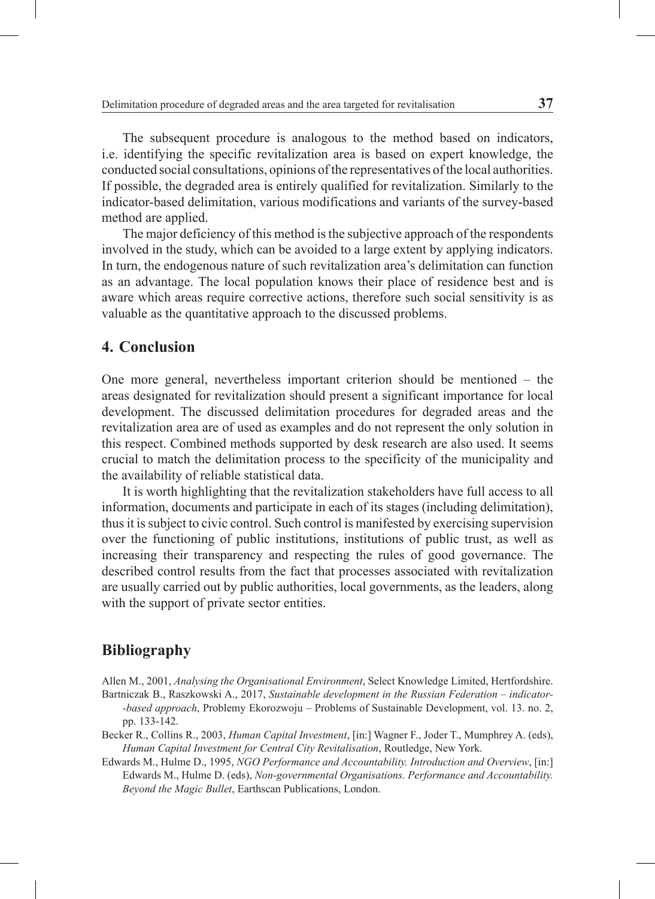The subsequent procedure is analogous to the method based on indicators, i.e. identifying the specific revitalization area is based on expert knowledge, the conducted social consultations, opinions of the representatives of the local authorities. If possible, the degraded area is entirely qualified for revitalization. Similarly to the indicator-based delimitation, various modifications and variants of the survey-based method are applied.

The major deficiency of this method is the subjective approach of the respondents involved in the study, which can be avoided to a large extent by applying indicators. In turn, the endogenous nature of such revitalization area's delimitation can function as an advantage. The local population knows their place of residence best and is aware which areas require corrective actions, therefore such social sensitivity is as valuable as the quantitative approach to the discussed problems.

## 4. Conclusion

One more general, nevertheless important criterion should be mentioned – the areas designated for revitalization should present a significant importance for local development. The discussed delimitation procedures for degraded areas and the revitalization area are of used as examples and do not represent the only solution in this respect. Combined methods supported by desk research are also used. It seems crucial to match the delimitation process to the specificity of the municipality and the availability of reliable statistical data.

It is worth highlighting that the revitalization stakeholders have full access to all information, documents and participate in each of its stages (including delimitation), thus it is subject to civic control. Such control is manifested by exercising supervision over the functioning of public institutions, institutions of public trust, as well as increasing their transparency and respecting the rules of good governance. The described control results from the fact that processes associated with revitalization are usually carried out by public authorities, local governments, as the leaders, along with the support of private sector entities.

## Bibliography

Allen M., 2001, *Analysing the Organisational Environment*, Select Knowledge Limited, Hertfordshire.

Bartniczak B., Raszkowski A., 2017, *Sustainable development in the Russian Federation – indicator--based approach*, Problemy Ekorozwoju – Problems of Sustainable Development, vol. 13. no. 2, pp. 133-142.

Becker R., Collins R., 2003, *Human Capital Investment*, [in:] Wagner F., Joder T., Mumphrey A. (eds), *Human Capital Investment for Central City Revitalisation*, Routledge, New York.

Edwards M., Hulme D., 1995, *NGO Performance and Accountability. Introduction and Overview*, [in:] Edwards M., Hulme D. (eds), *Non-governmental Organisations. Performance and Accountability. Beyond the Magic Bullet*, Earthscan Publications, London.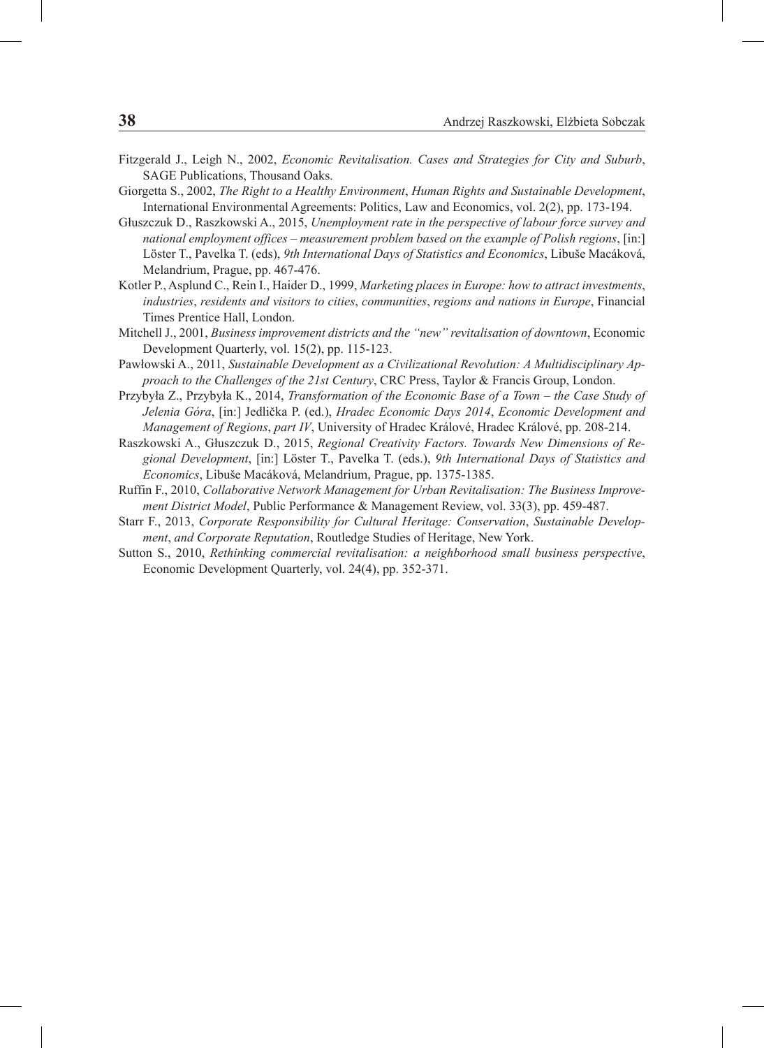Fitzgerald J., Leigh N., 2002, *Economic Revitalisation. Cases and Strategies for City and Suburb*, SAGE Publications, Thousand Oaks.

Giorgetta S., 2002, *The Right to a Healthy Environment*, *Human Rights and Sustainable Development*, International Environmental Agreements: Politics, Law and Economics, vol. 2(2), pp. 173-194.

Głuszczuk D., Raszkowski A., 2015, *Unemployment rate in the perspective of labour force survey and national employment offices – measurement problem based on the example of Polish regions*, [in:] Löster T., Pavelka T. (eds), *9th International Days of Statistics and Economics*, Libuše Macáková, Melandrium, Prague, pp. 467-476.

Kotler P., Asplund C., Rein I., Haider D., 1999, *Marketing places in Europe: how to attract investments*, *industries*, *residents and visitors to cities*, *communities*, *regions and nations in Europe*, Financial Times Prentice Hall, London.

Mitchell J., 2001, *Business improvement districts and the "new" revitalisation of downtown*, Economic Development Quarterly, vol. 15(2), pp. 115-123.

Pawłowski A., 2011, *Sustainable Development as a Civilizational Revolution: A Multidisciplinary Approach to the Challenges of the 21st Century*, CRC Press, Taylor & Francis Group, London.

Przybyła Z., Przybyła K., 2014, *Transformation of the Economic Base of a Town – the Case Study of Jelenia Góra*, [in:] Jedlička P. (ed.), *Hradec Economic Days 2014*, *Economic Development and Management of Regions*, *part IV*, University of Hradec Králové, Hradec Králové, pp. 208-214.

Raszkowski A., Głuszczuk D., 2015, *Regional Creativity Factors. Towards New Dimensions of Regional Development*, [in:] Löster T., Pavelka T. (eds.), *9th International Days of Statistics and Economics*, Libuše Macáková, Melandrium, Prague, pp. 1375-1385.

Ruffin F., 2010, *Collaborative Network Management for Urban Revitalisation: The Business Improvement District Model*, Public Performance & Management Review, vol. 33(3), pp. 459-487.

Starr F., 2013, *Corporate Responsibility for Cultural Heritage: Conservation*, *Sustainable Development*, *and Corporate Reputation*, Routledge Studies of Heritage, New York.

Sutton S., 2010, *Rethinking commercial revitalisation: a neighborhood small business perspective*, Economic Development Quarterly, vol. 24(4), pp. 352-371.